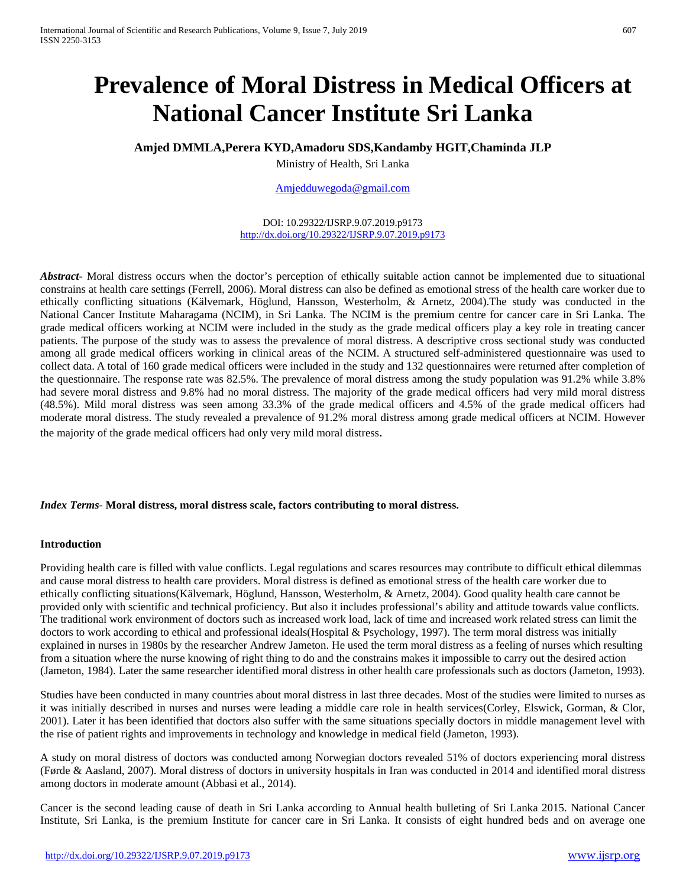# Prevalence of Moral Distress in Medical Officers at National Cancer Institute Sri Lanka

**Amjed DMMLA,Perera KYD,Amadoru SDS,Kandamby HGIT,Chaminda JLP**

Ministry of Health, Sri Lanka

Amjedduwegoda@gmail.com

DOI: 10.29322/IJSRP.9.07.2019.p9173
http://dx.doi.org/10.29322/IJSRP.9.07.2019.p9173

***Abstract***- Moral distress occurs when the doctor's perception of ethically suitable action cannot be implemented due to situational constrains at health care settings (Ferrell, 2006). Moral distress can also be defined as emotional stress of the health care worker due to ethically conflicting situations (Kälvemark, Höglund, Hansson, Westerholm, & Arnetz, 2004).The study was conducted in the National Cancer Institute Maharagama (NCIM), in Sri Lanka. The NCIM is the premium centre for cancer care in Sri Lanka. The grade medical officers working at NCIM were included in the study as the grade medical officers play a key role in treating cancer patients. The purpose of the study was to assess the prevalence of moral distress. A descriptive cross sectional study was conducted among all grade medical officers working in clinical areas of the NCIM. A structured self-administered questionnaire was used to collect data. A total of 160 grade medical officers were included in the study and 132 questionnaires were returned after completion of the questionnaire. The response rate was 82.5%. The prevalence of moral distress among the study population was 91.2% while 3.8% had severe moral distress and 9.8% had no moral distress. The majority of the grade medical officers had very mild moral distress (48.5%). Mild moral distress was seen among 33.3% of the grade medical officers and 4.5% of the grade medical officers had moderate moral distress. The study revealed a prevalence of 91.2% moral distress among grade medical officers at NCIM. However the majority of the grade medical officers had only very mild moral distress.

*Index Terms*- **Moral distress, moral distress scale, factors contributing to moral distress.**

## Introduction

Providing health care is filled with value conflicts. Legal regulations and scares resources may contribute to difficult ethical dilemmas and cause moral distress to health care providers. Moral distress is defined as emotional stress of the health care worker due to ethically conflicting situations(Kälvemark, Höglund, Hansson, Westerholm, & Arnetz, 2004). Good quality health care cannot be provided only with scientific and technical proficiency. But also it includes professional's ability and attitude towards value conflicts. The traditional work environment of doctors such as increased work load, lack of time and increased work related stress can limit the doctors to work according to ethical and professional ideals(Hospital & Psychology, 1997). The term moral distress was initially explained in nurses in 1980s by the researcher Andrew Jameton. He used the term moral distress as a feeling of nurses which resulting from a situation where the nurse knowing of right thing to do and the constrains makes it impossible to carry out the desired action (Jameton, 1984). Later the same researcher identified moral distress in other health care professionals such as doctors (Jameton, 1993).

Studies have been conducted in many countries about moral distress in last three decades. Most of the studies were limited to nurses as it was initially described in nurses and nurses were leading a middle care role in health services(Corley, Elswick, Gorman, & Clor, 2001). Later it has been identified that doctors also suffer with the same situations specially doctors in middle management level with the rise of patient rights and improvements in technology and knowledge in medical field (Jameton, 1993).

A study on moral distress of doctors was conducted among Norwegian doctors revealed 51% of doctors experiencing moral distress (Førde & Aasland, 2007). Moral distress of doctors in university hospitals in Iran was conducted in 2014 and identified moral distress among doctors in moderate amount (Abbasi et al., 2014).

Cancer is the second leading cause of death in Sri Lanka according to Annual health bulleting of Sri Lanka 2015. National Cancer Institute, Sri Lanka, is the premium Institute for cancer care in Sri Lanka. It consists of eight hundred beds and on average one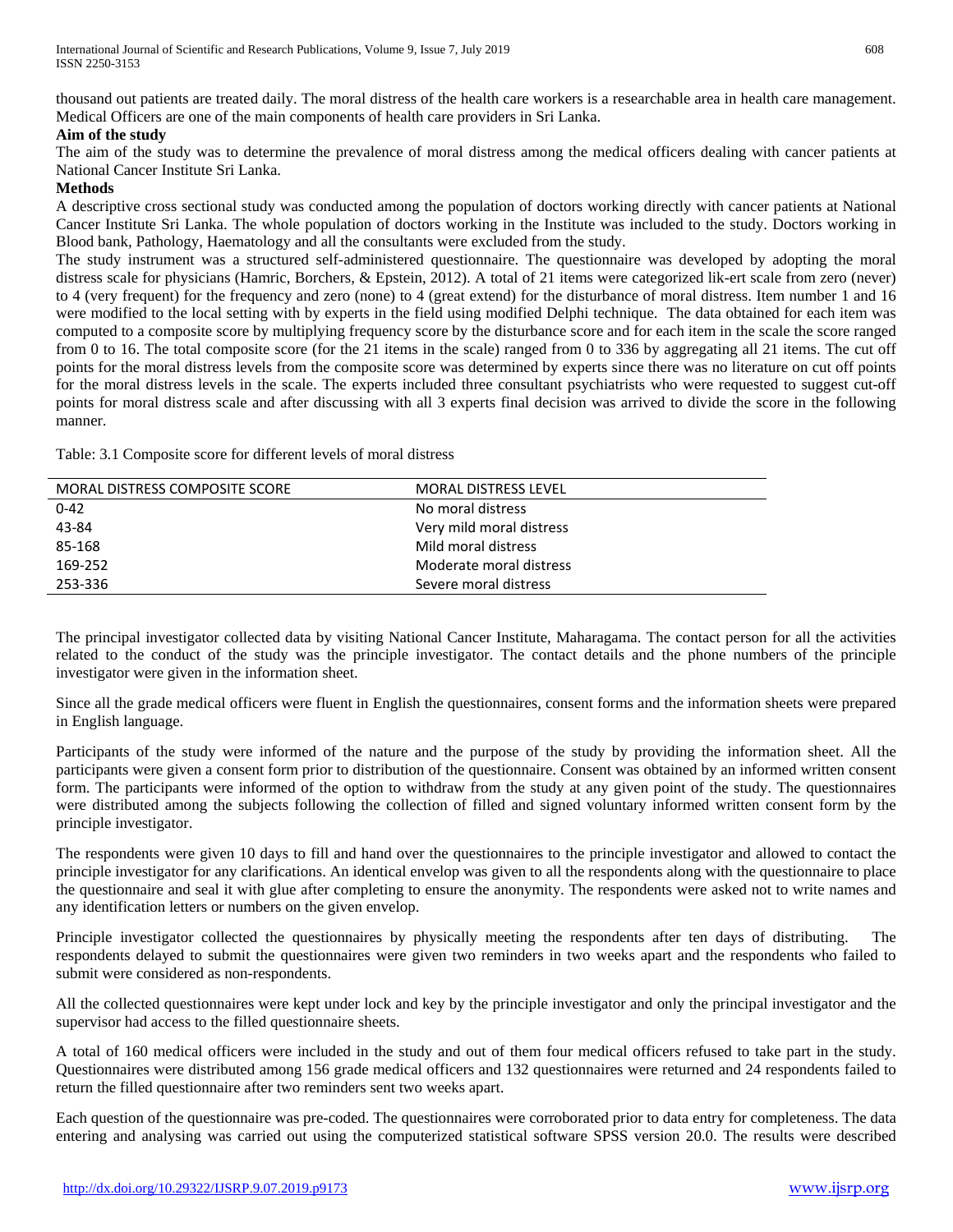thousand out patients are treated daily. The moral distress of the health care workers is a researchable area in health care management. Medical Officers are one of the main components of health care providers in Sri Lanka.

**Aim of the study**

The aim of the study was to determine the prevalence of moral distress among the medical officers dealing with cancer patients at National Cancer Institute Sri Lanka.

**Methods**

A descriptive cross sectional study was conducted among the population of doctors working directly with cancer patients at National Cancer Institute Sri Lanka. The whole population of doctors working in the Institute was included to the study. Doctors working in Blood bank, Pathology, Haematology and all the consultants were excluded from the study.

The study instrument was a structured self-administered questionnaire. The questionnaire was developed by adopting the moral distress scale for physicians (Hamric, Borchers, & Epstein, 2012). A total of 21 items were categorized lik-ert scale from zero (never) to 4 (very frequent) for the frequency and zero (none) to 4 (great extend) for the disturbance of moral distress. Item number 1 and 16 were modified to the local setting with by experts in the field using modified Delphi technique. The data obtained for each item was computed to a composite score by multiplying frequency score by the disturbance score and for each item in the scale the score ranged from 0 to 16. The total composite score (for the 21 items in the scale) ranged from 0 to 336 by aggregating all 21 items. The cut off points for the moral distress levels from the composite score was determined by experts since there was no literature on cut off points for the moral distress levels in the scale. The experts included three consultant psychiatrists who were requested to suggest cut-off points for moral distress scale and after discussing with all 3 experts final decision was arrived to divide the score in the following manner.

Table: 3.1 Composite score for different levels of moral distress

| MORAL DISTRESS COMPOSITE SCORE | MORAL DISTRESS LEVEL |
|---|---|
| 0-42 | No moral distress |
| 43-84 | Very mild moral distress |
| 85-168 | Mild moral distress |
| 169-252 | Moderate moral distress |
| 253-336 | Severe moral distress |

The principal investigator collected data by visiting National Cancer Institute, Maharagama. The contact person for all the activities related to the conduct of the study was the principle investigator. The contact details and the phone numbers of the principle investigator were given in the information sheet.

Since all the grade medical officers were fluent in English the questionnaires, consent forms and the information sheets were prepared in English language.

Participants of the study were informed of the nature and the purpose of the study by providing the information sheet. All the participants were given a consent form prior to distribution of the questionnaire. Consent was obtained by an informed written consent form. The participants were informed of the option to withdraw from the study at any given point of the study. The questionnaires were distributed among the subjects following the collection of filled and signed voluntary informed written consent form by the principle investigator.

The respondents were given 10 days to fill and hand over the questionnaires to the principle investigator and allowed to contact the principle investigator for any clarifications. An identical envelop was given to all the respondents along with the questionnaire to place the questionnaire and seal it with glue after completing to ensure the anonymity. The respondents were asked not to write names and any identification letters or numbers on the given envelop.

Principle investigator collected the questionnaires by physically meeting the respondents after ten days of distributing. The respondents delayed to submit the questionnaires were given two reminders in two weeks apart and the respondents who failed to submit were considered as non-respondents.

All the collected questionnaires were kept under lock and key by the principle investigator and only the principal investigator and the supervisor had access to the filled questionnaire sheets.

A total of 160 medical officers were included in the study and out of them four medical officers refused to take part in the study. Questionnaires were distributed among 156 grade medical officers and 132 questionnaires were returned and 24 respondents failed to return the filled questionnaire after two reminders sent two weeks apart.

Each question of the questionnaire was pre-coded. The questionnaires were corroborated prior to data entry for completeness. The data entering and analysing was carried out using the computerized statistical software SPSS version 20.0. The results were described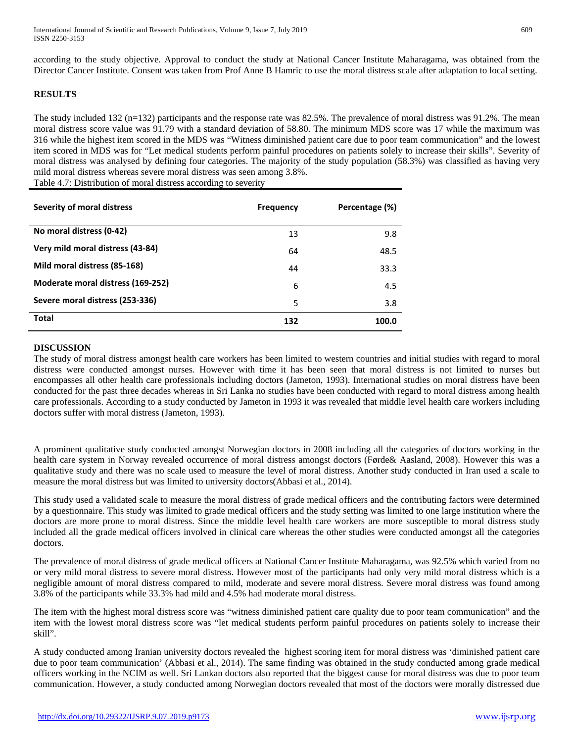according to the study objective. Approval to conduct the study at National Cancer Institute Maharagama, was obtained from the Director Cancer Institute. Consent was taken from Prof Anne B Hamric to use the moral distress scale after adaptation to local setting.

## RESULTS

The study included 132 (n=132) participants and the response rate was 82.5%. The prevalence of moral distress was 91.2%. The mean moral distress score value was 91.79 with a standard deviation of 58.80. The minimum MDS score was 17 while the maximum was 316 while the highest item scored in the MDS was "Witness diminished patient care due to poor team communication" and the lowest item scored in MDS was for "Let medical students perform painful procedures on patients solely to increase their skills". Severity of moral distress was analysed by defining four categories. The majority of the study population (58.3%) was classified as having very mild moral distress whereas severe moral distress was seen among 3.8%.

Table 4.7: Distribution of moral distress according to severity

| Severity of moral distress | Frequency | Percentage (%) |
|---|---|---|
| No moral distress (0-42) | 13 | 9.8 |
| Very mild moral distress (43-84) | 64 | 48.5 |
| Mild moral distress (85-168) | 44 | 33.3 |
| Moderate moral distress (169-252) | 6 | 4.5 |
| Severe moral distress (253-336) | 5 | 3.8 |
| **Total** | **132** | **100.0** |

## DISCUSSION

The study of moral distress amongst health care workers has been limited to western countries and initial studies with regard to moral distress were conducted amongst nurses. However with time it has been seen that moral distress is not limited to nurses but encompasses all other health care professionals including doctors (Jameton, 1993). International studies on moral distress have been conducted for the past three decades whereas in Sri Lanka no studies have been conducted with regard to moral distress among health care professionals. According to a study conducted by Jameton in 1993 it was revealed that middle level health care workers including doctors suffer with moral distress (Jameton, 1993).

A prominent qualitative study conducted amongst Norwegian doctors in 2008 including all the categories of doctors working in the health care system in Norway revealed occurrence of moral distress amongst doctors (Førde& Aasland, 2008). However this was a qualitative study and there was no scale used to measure the level of moral distress. Another study conducted in Iran used a scale to measure the moral distress but was limited to university doctors(Abbasi et al., 2014).

This study used a validated scale to measure the moral distress of grade medical officers and the contributing factors were determined by a questionnaire. This study was limited to grade medical officers and the study setting was limited to one large institution where the doctors are more prone to moral distress. Since the middle level health care workers are more susceptible to moral distress study included all the grade medical officers involved in clinical care whereas the other studies were conducted amongst all the categories doctors.

The prevalence of moral distress of grade medical officers at National Cancer Institute Maharagama, was 92.5% which varied from no or very mild moral distress to severe moral distress. However most of the participants had only very mild moral distress which is a negligible amount of moral distress compared to mild, moderate and severe moral distress. Severe moral distress was found among 3.8% of the participants while 33.3% had mild and 4.5% had moderate moral distress.

The item with the highest moral distress score was "witness diminished patient care quality due to poor team communication" and the item with the lowest moral distress score was "let medical students perform painful procedures on patients solely to increase their skill".

A study conducted among Iranian university doctors revealed the highest scoring item for moral distress was 'diminished patient care due to poor team communication' (Abbasi et al., 2014). The same finding was obtained in the study conducted among grade medical officers working in the NCIM as well. Sri Lankan doctors also reported that the biggest cause for moral distress was due to poor team communication. However, a study conducted among Norwegian doctors revealed that most of the doctors were morally distressed due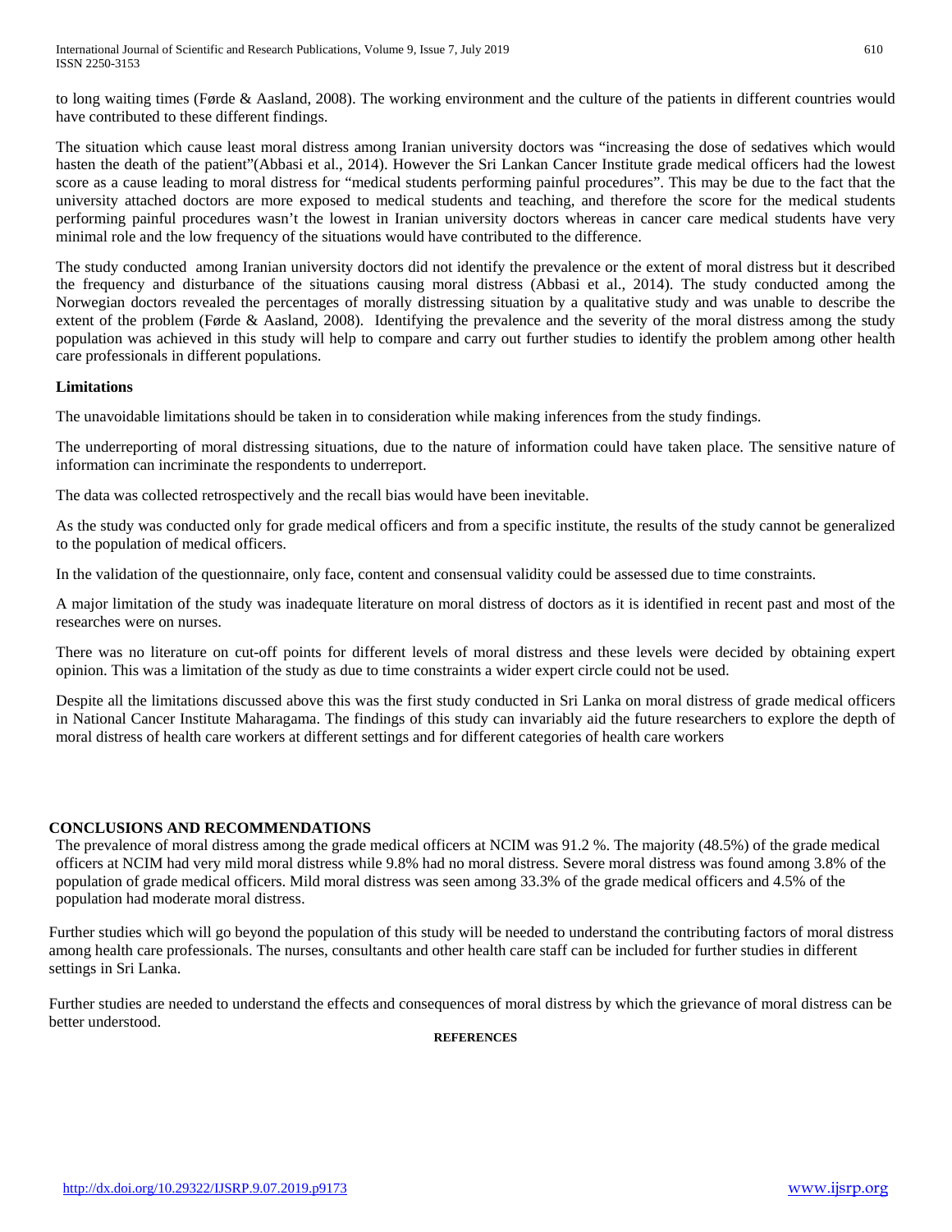to long waiting times (Førde & Aasland, 2008). The working environment and the culture of the patients in different countries would have contributed to these different findings.

The situation which cause least moral distress among Iranian university doctors was "increasing the dose of sedatives which would hasten the death of the patient"(Abbasi et al., 2014). However the Sri Lankan Cancer Institute grade medical officers had the lowest score as a cause leading to moral distress for "medical students performing painful procedures". This may be due to the fact that the university attached doctors are more exposed to medical students and teaching, and therefore the score for the medical students performing painful procedures wasn't the lowest in Iranian university doctors whereas in cancer care medical students have very minimal role and the low frequency of the situations would have contributed to the difference.

The study conducted among Iranian university doctors did not identify the prevalence or the extent of moral distress but it described the frequency and disturbance of the situations causing moral distress (Abbasi et al., 2014). The study conducted among the Norwegian doctors revealed the percentages of morally distressing situation by a qualitative study and was unable to describe the extent of the problem (Førde & Aasland, 2008). Identifying the prevalence and the severity of the moral distress among the study population was achieved in this study will help to compare and carry out further studies to identify the problem among other health care professionals in different populations.

**Limitations**

The unavoidable limitations should be taken in to consideration while making inferences from the study findings.

The underreporting of moral distressing situations, due to the nature of information could have taken place. The sensitive nature of information can incriminate the respondents to underreport.

The data was collected retrospectively and the recall bias would have been inevitable.

As the study was conducted only for grade medical officers and from a specific institute, the results of the study cannot be generalized to the population of medical officers.

In the validation of the questionnaire, only face, content and consensual validity could be assessed due to time constraints.

A major limitation of the study was inadequate literature on moral distress of doctors as it is identified in recent past and most of the researches were on nurses.

There was no literature on cut-off points for different levels of moral distress and these levels were decided by obtaining expert opinion. This was a limitation of the study as due to time constraints a wider expert circle could not be used.

Despite all the limitations discussed above this was the first study conducted in Sri Lanka on moral distress of grade medical officers in National Cancer Institute Maharagama. The findings of this study can invariably aid the future researchers to explore the depth of moral distress of health care workers at different settings and for different categories of health care workers

## CONCLUSIONS AND RECOMMENDATIONS

The prevalence of moral distress among the grade medical officers at NCIM was 91.2 %. The majority (48.5%) of the grade medical officers at NCIM had very mild moral distress while 9.8% had no moral distress. Severe moral distress was found among 3.8% of the population of grade medical officers. Mild moral distress was seen among 33.3% of the grade medical officers and 4.5% of the population had moderate moral distress.

Further studies which will go beyond the population of this study will be needed to understand the contributing factors of moral distress among health care professionals. The nurses, consultants and other health care staff can be included for further studies in different settings in Sri Lanka.

Further studies are needed to understand the effects and consequences of moral distress by which the grievance of moral distress can be better understood.

## REFERENCES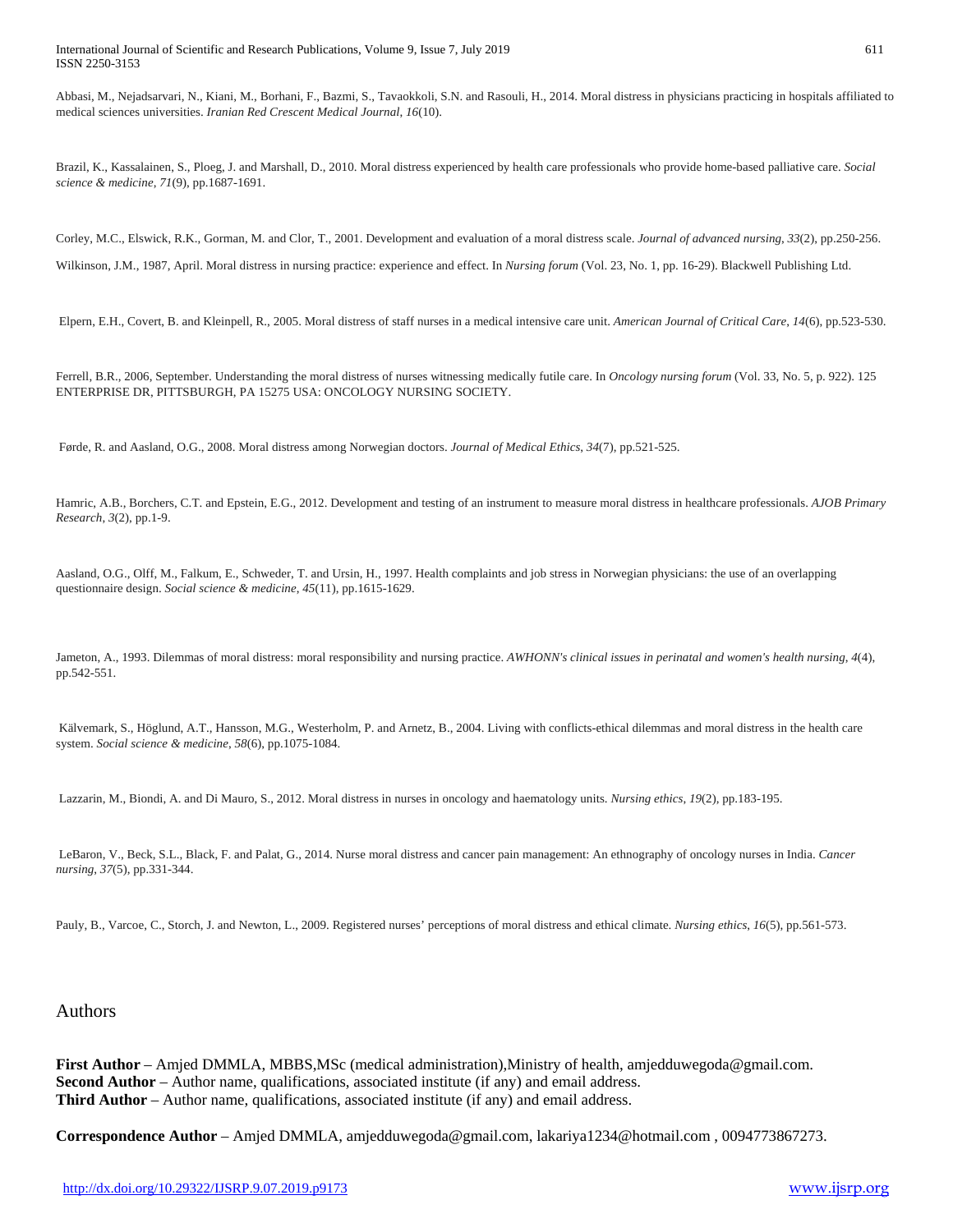Abbasi, M., Nejadsarvari, N., Kiani, M., Borhani, F., Bazmi, S., Tavaokkoli, S.N. and Rasouli, H., 2014. Moral distress in physicians practicing in hospitals affiliated to medical sciences universities. *Iranian Red Crescent Medical Journal*, *16*(10).

Brazil, K., Kassalainen, S., Ploeg, J. and Marshall, D., 2010. Moral distress experienced by health care professionals who provide home-based palliative care. *Social science & medicine*, *71*(9), pp.1687-1691.

Corley, M.C., Elswick, R.K., Gorman, M. and Clor, T., 2001. Development and evaluation of a moral distress scale. *Journal of advanced nursing*, *33*(2), pp.250-256.

Wilkinson, J.M., 1987, April. Moral distress in nursing practice: experience and effect. In *Nursing forum* (Vol. 23, No. 1, pp. 16-29). Blackwell Publishing Ltd.

Elpern, E.H., Covert, B. and Kleinpell, R., 2005. Moral distress of staff nurses in a medical intensive care unit. *American Journal of Critical Care*, *14*(6), pp.523-530.

Ferrell, B.R., 2006, September. Understanding the moral distress of nurses witnessing medically futile care. In *Oncology nursing forum* (Vol. 33, No. 5, p. 922). 125 ENTERPRISE DR, PITTSBURGH, PA 15275 USA: ONCOLOGY NURSING SOCIETY.

Førde, R. and Aasland, O.G., 2008. Moral distress among Norwegian doctors. *Journal of Medical Ethics*, *34*(7), pp.521-525.

Hamric, A.B., Borchers, C.T. and Epstein, E.G., 2012. Development and testing of an instrument to measure moral distress in healthcare professionals. *AJOB Primary Research*, *3*(2), pp.1-9.

Aasland, O.G., Olff, M., Falkum, E., Schweder, T. and Ursin, H., 1997. Health complaints and job stress in Norwegian physicians: the use of an overlapping questionnaire design. *Social science & medicine*, *45*(11), pp.1615-1629.

Jameton, A., 1993. Dilemmas of moral distress: moral responsibility and nursing practice. *AWHONN's clinical issues in perinatal and women's health nursing*, *4*(4), pp.542-551.

Kälvemark, S., Höglund, A.T., Hansson, M.G., Westerholm, P. and Arnetz, B., 2004. Living with conflicts-ethical dilemmas and moral distress in the health care system. *Social science & medicine*, *58*(6), pp.1075-1084.

Lazzarin, M., Biondi, A. and Di Mauro, S., 2012. Moral distress in nurses in oncology and haematology units. *Nursing ethics*, *19*(2), pp.183-195.

LeBaron, V., Beck, S.L., Black, F. and Palat, G., 2014. Nurse moral distress and cancer pain management: An ethnography of oncology nurses in India. *Cancer nursing*, *37*(5), pp.331-344.

Pauly, B., Varcoe, C., Storch, J. and Newton, L., 2009. Registered nurses' perceptions of moral distress and ethical climate. *Nursing ethics*, *16*(5), pp.561-573.

## Authors

**First Author** – Amjed DMMLA, MBBS,MSc (medical administration),Ministry of health, amjedduwegoda@gmail.com.
**Second Author** – Author name, qualifications, associated institute (if any) and email address.
**Third Author** – Author name, qualifications, associated institute (if any) and email address.

**Correspondence Author** – Amjed DMMLA, amjedduwegoda@gmail.com, lakariya1234@hotmail.com , 0094773867273.

http://dx.doi.org/10.29322/IJSRP.9.07.2019.p9173